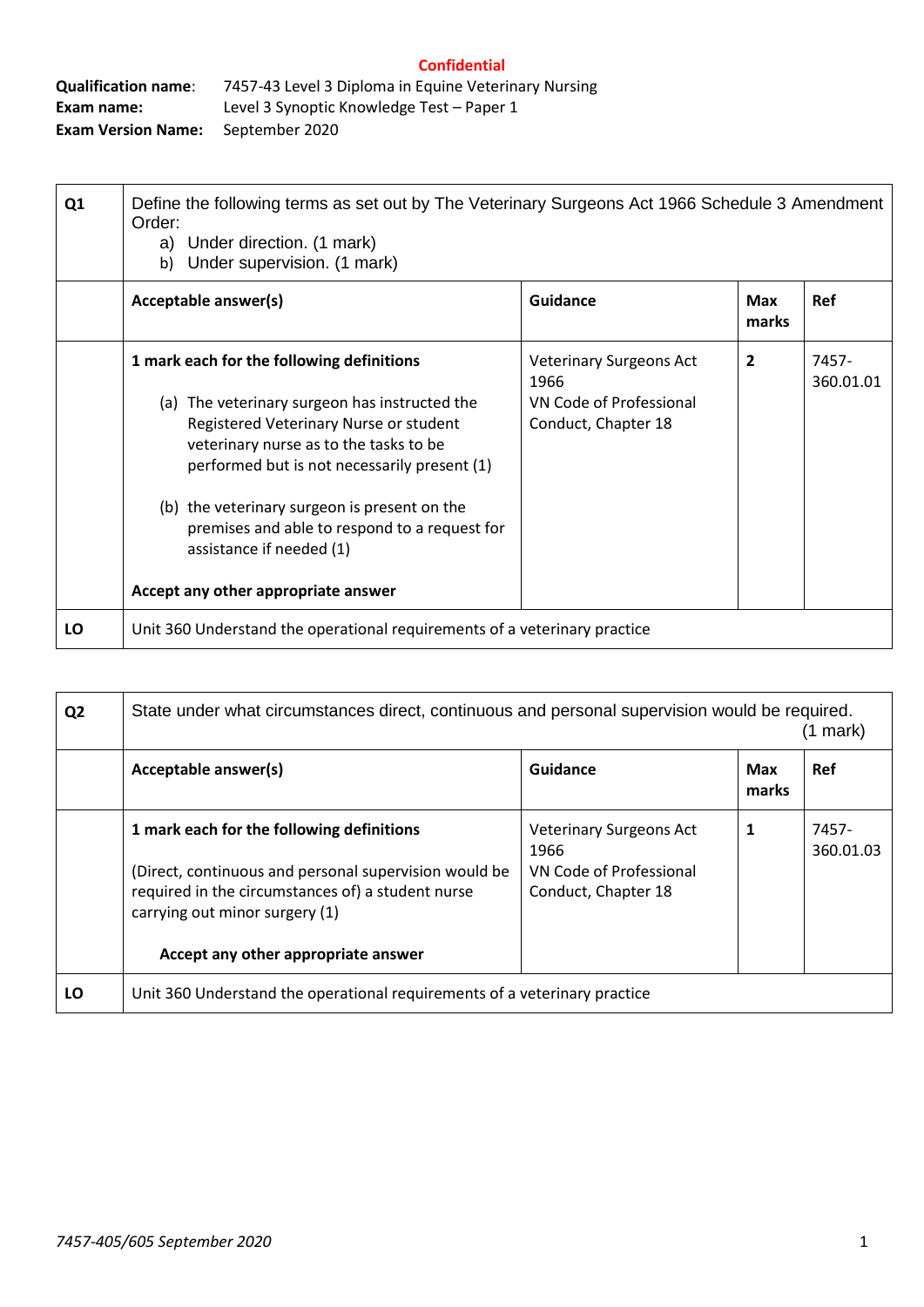**Confidential**

**Qualification name**: 7457-43 Level 3 Diploma in Equine Veterinary Nursing
**Exam name**: Level 3 Synoptic Knowledge Test – Paper 1
**Exam Version Name**: September 2020

| **Q1** | Define the following terms as set out by The Veterinary Surgeons Act 1966 Schedule 3 Amendment Order: a) Under direction. (1 mark) b) Under supervision. (1 mark) | | | |
|---|---|---|---|---|
| | **Acceptable answer(s)** | **Guidance** | **Max marks** | **Ref** |
| | **1 mark each for the following definitions** (a) The veterinary surgeon has instructed the Registered Veterinary Nurse or student veterinary nurse as to the tasks to be performed but is not necessarily present (1) (b) the veterinary surgeon is present on the premises and able to respond to a request for assistance if needed (1) **Accept any other appropriate answer** | Veterinary Surgeons Act 1966 VN Code of Professional Conduct, Chapter 18 | **2** | 7457-360.01.01 |
| **LO** | Unit 360 Understand the operational requirements of a veterinary practice | | | |

| **Q2** | State under what circumstances direct, continuous and personal supervision would be required. (1 mark) | | | |
|---|---|---|---|---|
| | **Acceptable answer(s)** | **Guidance** | **Max marks** | **Ref** |
| | **1 mark each for the following definitions** (Direct, continuous and personal supervision would be required in the circumstances of) a student nurse carrying out minor surgery (1) **Accept any other appropriate answer** | Veterinary Surgeons Act 1966 VN Code of Professional Conduct, Chapter 18 | **1** | 7457-360.01.03 |
| **LO** | Unit 360 Understand the operational requirements of a veterinary practice | | | |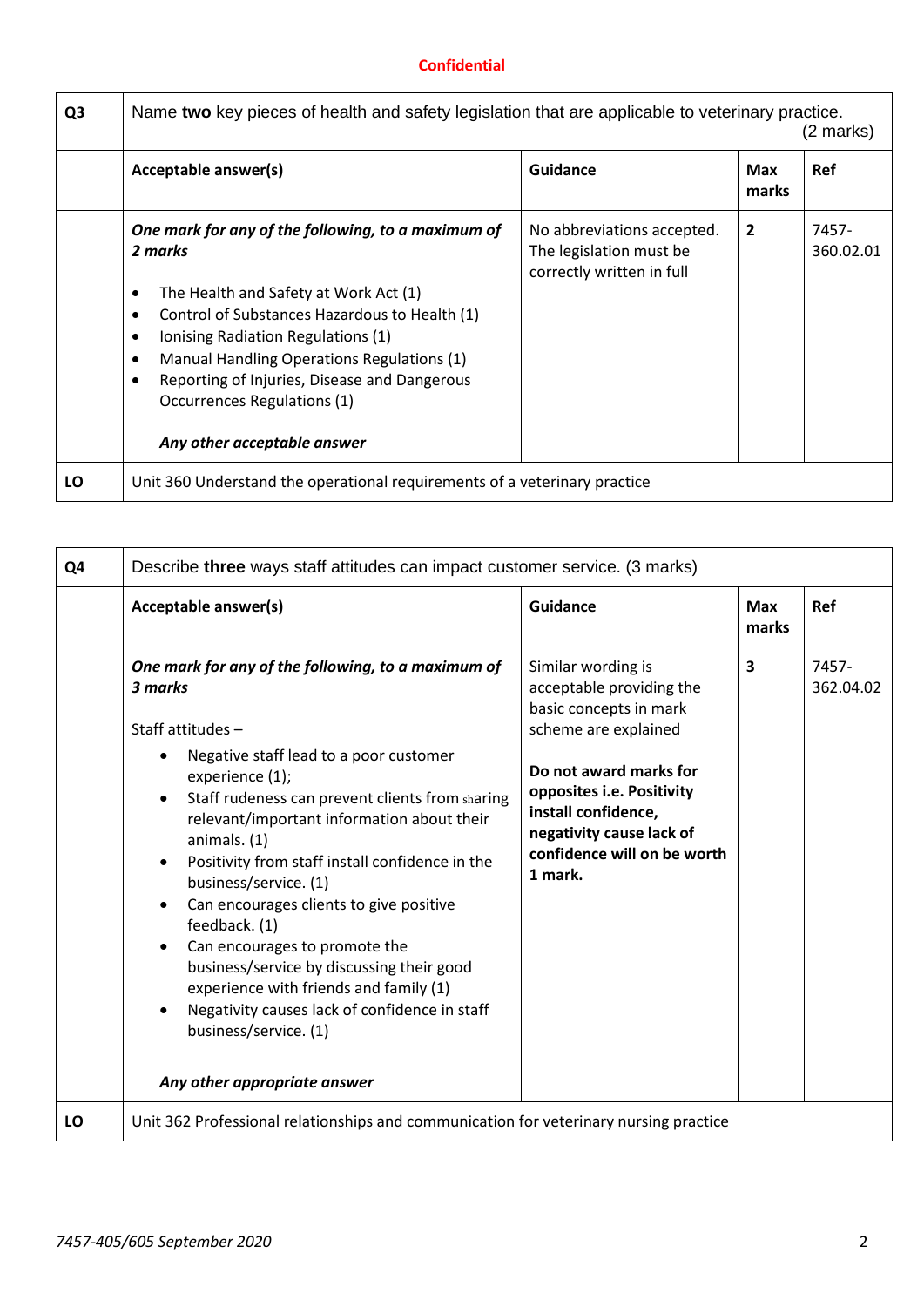**Confidential**

| Q3 | Name **two** key pieces of health and safety legislation that are applicable to veterinary practice. (2 marks) | | | |
|---|---|---|---|---|
| | **Acceptable answer(s)** | **Guidance** | **Max marks** | **Ref** |
| | ***One mark for any of the following, to a maximum of 2 marks***<br><br>• The Health and Safety at Work Act (1)<br>• Control of Substances Hazardous to Health (1)<br>• Ionising Radiation Regulations (1)<br>• Manual Handling Operations Regulations (1)<br>• Reporting of Injuries, Disease and Dangerous Occurrences Regulations (1)<br><br>***Any other acceptable answer*** | No abbreviations accepted. The legislation must be correctly written in full | **2** | 7457-360.02.01 |
| **LO** | Unit 360 Understand the operational requirements of a veterinary practice | | | |

| Q4 | Describe **three** ways staff attitudes can impact customer service. (3 marks) | | | |
|---|---|---|---|---|
| | **Acceptable answer(s)** | **Guidance** | **Max marks** | **Ref** |
| | ***One mark for any of the following, to a maximum of 3 marks***<br><br>Staff attitudes –<br>• Negative staff lead to a poor customer experience (1);<br>• Staff rudeness can prevent clients from sharing relevant/important information about their animals. (1)<br>• Positivity from staff install confidence in the business/service. (1)<br>• Can encourages clients to give positive feedback. (1)<br>• Can encourages to promote the business/service by discussing their good experience with friends and family (1)<br>• Negativity causes lack of confidence in staff business/service. (1)<br><br>***Any other appropriate answer*** | Similar wording is acceptable providing the basic concepts in mark scheme are explained<br><br>**Do not award marks for opposites i.e. Positivity install confidence, negativity cause lack of confidence will on be worth 1 mark.** | **3** | 7457-362.04.02 |
| **LO** | Unit 362 Professional relationships and communication for veterinary nursing practice | | | |

*7457-405/605 September 2020*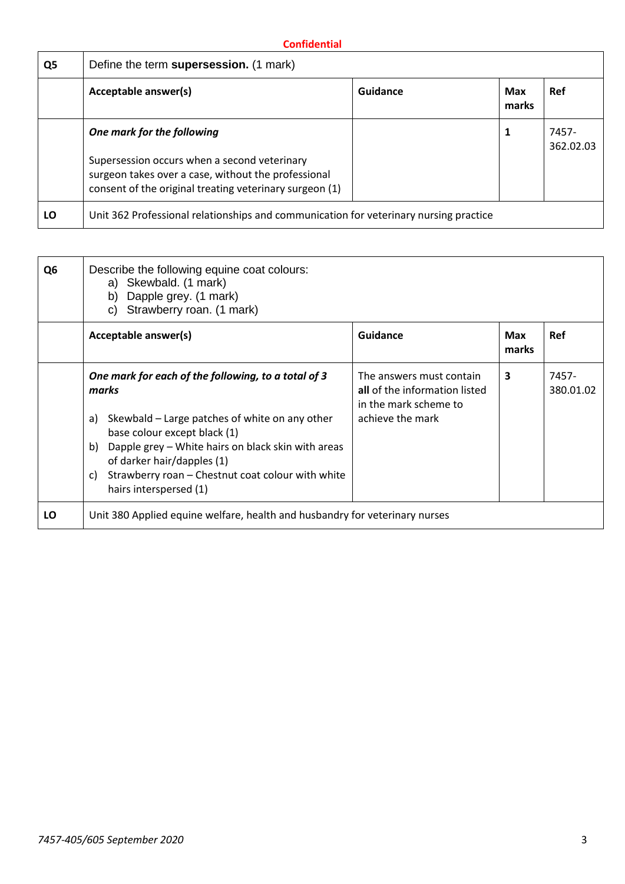**Confidential**

| Q5 | Define the term **supersession.** (1 mark) | | | |
|---|---|---|---|---|
| | **Acceptable answer(s)** | **Guidance** | **Max marks** | **Ref** |
| | ***One mark for the following*** <br><br> Supersession occurs when a second veterinary surgeon takes over a case, without the professional consent of the original treating veterinary surgeon (1) | | **1** | 7457-362.02.03 |
| **LO** | Unit 362 Professional relationships and communication for veterinary nursing practice | | | |

| Q6 | Describe the following equine coat colours: <br> a) Skewbald. (1 mark) <br> b) Dapple grey. (1 mark) <br> c) Strawberry roan. (1 mark) | | | |
|---|---|---|---|---|
| | **Acceptable answer(s)** | **Guidance** | **Max marks** | **Ref** |
| | ***One mark for each of the following, to a total of 3 marks*** <br><br> a) Skewbald – Large patches of white on any other base colour except black (1) <br> b) Dapple grey – White hairs on black skin with areas of darker hair/dapples (1) <br> c) Strawberry roan – Chestnut coat colour with white hairs interspersed (1) | The answers must contain **all** of the information listed in the mark scheme to achieve the mark | **3** | 7457-380.01.02 |
| **LO** | Unit 380 Applied equine welfare, health and husbandry for veterinary nurses | | | |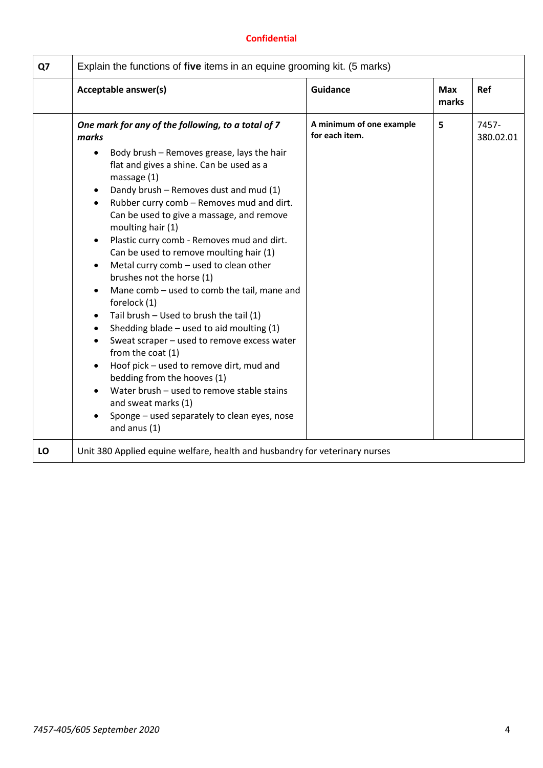**Confidential**

| Q7 | Explain the functions of **five** items in an equine grooming kit. (5 marks) | | | |
|---|---|---|---|---|
| | **Acceptable answer(s)** | **Guidance** | **Max marks** | **Ref** |
| | ***One mark for any of the following, to a total of 7 marks*** <br>• Body brush – Removes grease, lays the hair flat and gives a shine. Can be used as a massage (1) <br>• Dandy brush – Removes dust and mud (1) <br>• Rubber curry comb – Removes mud and dirt. Can be used to give a massage, and remove moulting hair (1) <br>• Plastic curry comb - Removes mud and dirt. Can be used to remove moulting hair (1) <br>• Metal curry comb – used to clean other brushes not the horse (1) <br>• Mane comb – used to comb the tail, mane and forelock (1) <br>• Tail brush – Used to brush the tail (1) <br>• Shedding blade – used to aid moulting (1) <br>• Sweat scraper – used to remove excess water from the coat (1) <br>• Hoof pick – used to remove dirt, mud and bedding from the hooves (1) <br>• Water brush – used to remove stable stains and sweat marks (1) <br>• Sponge – used separately to clean eyes, nose and anus (1) | **A minimum of one example for each item.** | **5** | 7457-380.02.01 |
| **LO** | Unit 380 Applied equine welfare, health and husbandry for veterinary nurses | | | |

*7457-405/605 September 2020*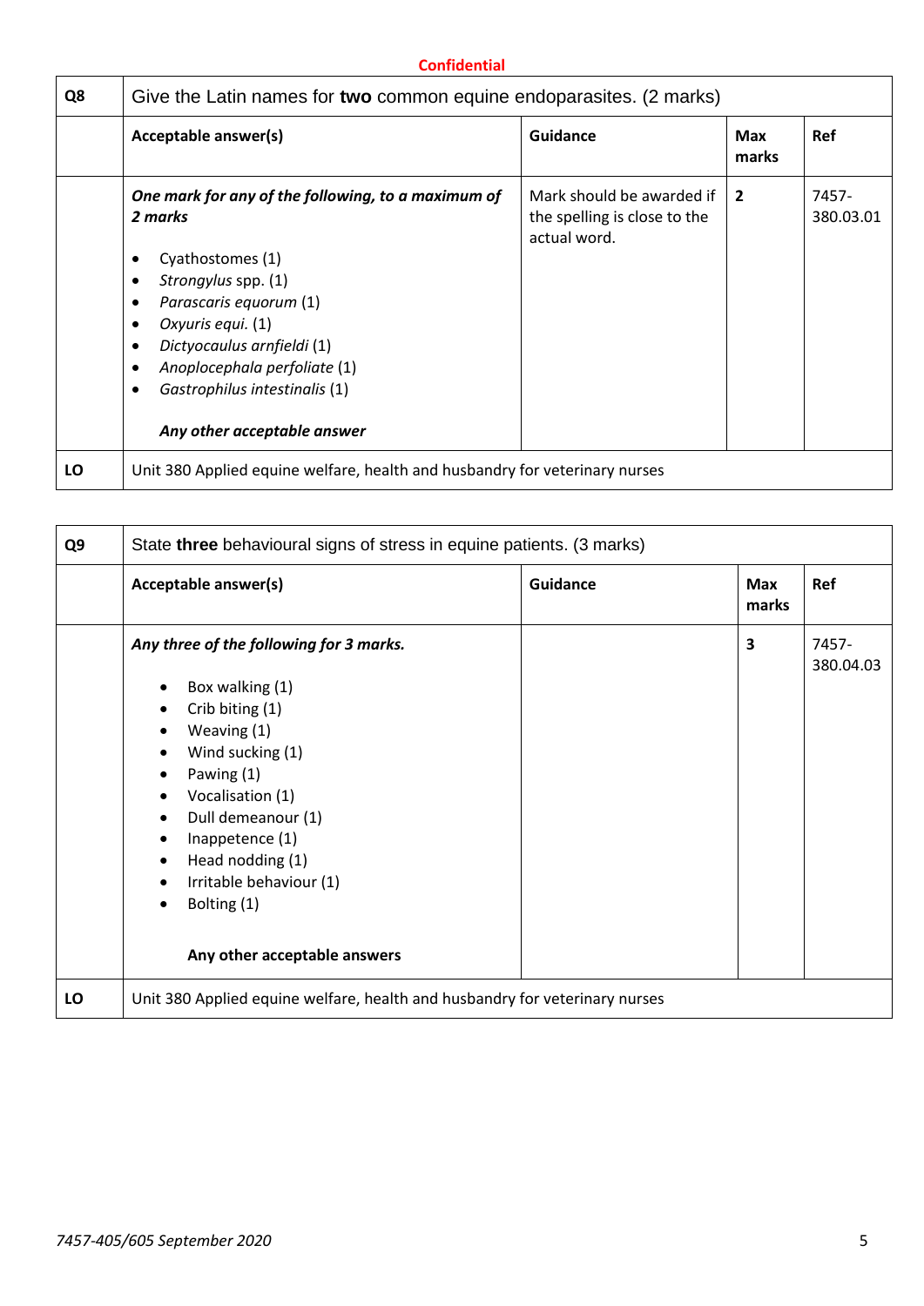**Confidential**

| Q8 | Give the Latin names for **two** common equine endoparasites. (2 marks) | | | |
|---|---|---|---|---|
| | **Acceptable answer(s)** | **Guidance** | **Max marks** | **Ref** |
| | ***One mark for any of the following, to a maximum of 2 marks***<br><br>• Cyathostomes (1)<br>• *Strongylus* spp. (1)<br>• *Parascaris equorum* (1)<br>• *Oxyuris equi.* (1)<br>• *Dictyocaulus arnfieldi* (1)<br>• *Anoplocephala perfoliate* (1)<br>• *Gastrophilus intestinalis* (1)<br><br>***Any other acceptable answer*** | Mark should be awarded if the spelling is close to the actual word. | **2** | 7457-380.03.01 |
| **LO** | Unit 380 Applied equine welfare, health and husbandry for veterinary nurses | | | |

| Q9 | State **three** behavioural signs of stress in equine patients. (3 marks) | | | |
|---|---|---|---|---|
| | **Acceptable answer(s)** | **Guidance** | **Max marks** | **Ref** |
| | ***Any three of the following for 3 marks.***<br><br>• Box walking (1)<br>• Crib biting (1)<br>• Weaving (1)<br>• Wind sucking (1)<br>• Pawing (1)<br>• Vocalisation (1)<br>• Dull demeanour (1)<br>• Inappetence (1)<br>• Head nodding (1)<br>• Irritable behaviour (1)<br>• Bolting (1)<br><br>**Any other acceptable answers** | | **3** | 7457-380.04.03 |
| **LO** | Unit 380 Applied equine welfare, health and husbandry for veterinary nurses | | | |

*7457-405/605 September 2020*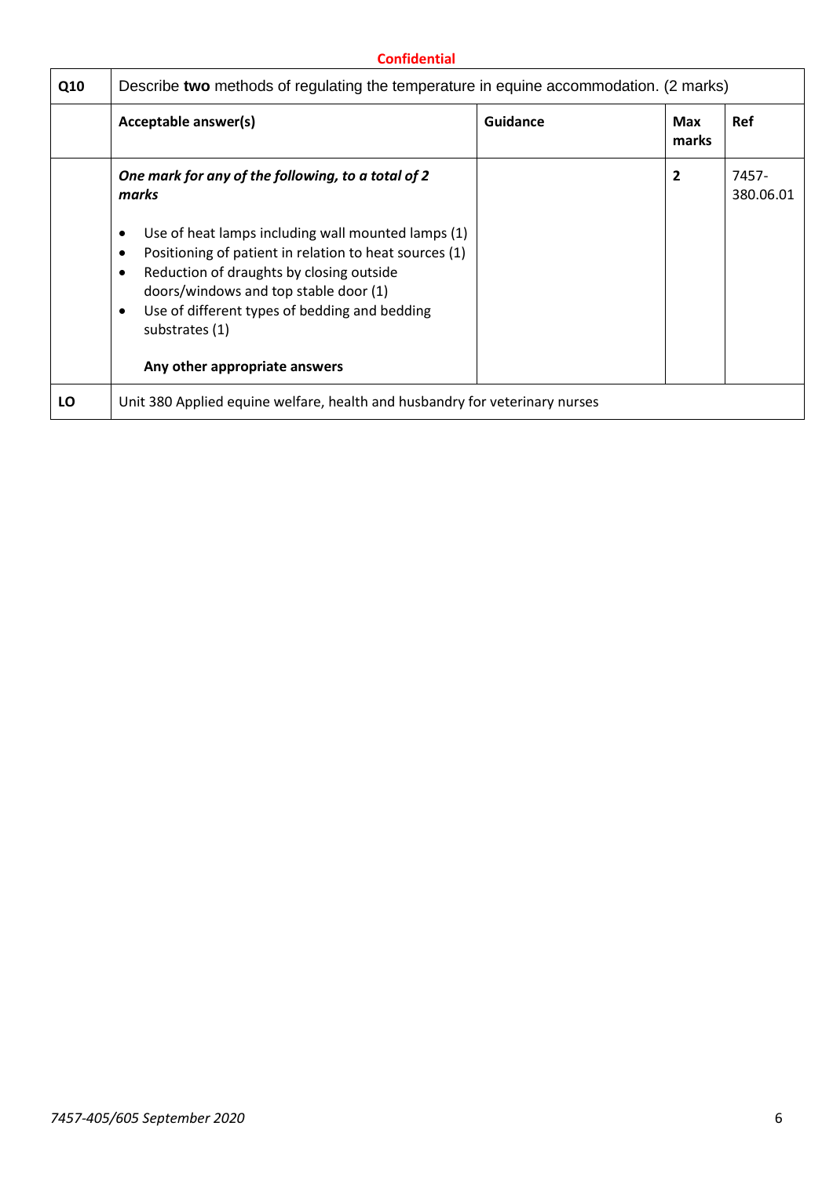**Confidential**

| Q10 | Describe **two** methods of regulating the temperature in equine accommodation. (2 marks) | | | |
|---|---|---|---|---|
| | **Acceptable answer(s)** | **Guidance** | **Max marks** | **Ref** |
| | ***One mark for any of the following, to a total of 2 marks*** <br><br> • Use of heat lamps including wall mounted lamps (1) <br> • Positioning of patient in relation to heat sources (1) <br> • Reduction of draughts by closing outside doors/windows and top stable door (1) <br> • Use of different types of bedding and bedding substrates (1) <br><br> **Any other appropriate answers** | | **2** | 7457-380.06.01 |
| **LO** | Unit 380 Applied equine welfare, health and husbandry for veterinary nurses | | | |

*7457-405/605 September 2020*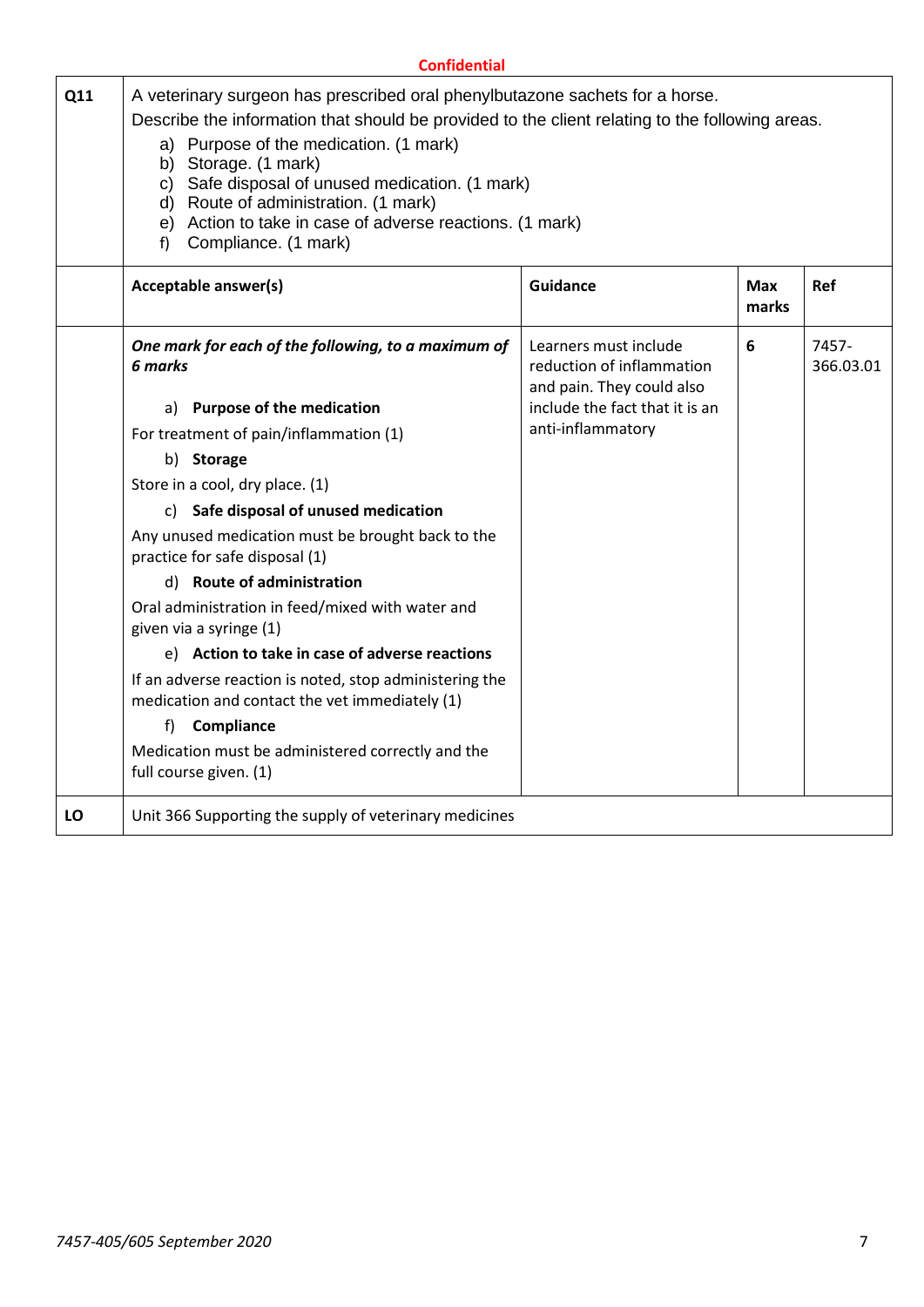Confidential

| Q11 | A veterinary surgeon has prescribed oral phenylbutazone sachets for a horse.<br>Describe the information that should be provided to the client relating to the following areas.<br>a) Purpose of the medication. (1 mark)<br>b) Storage. (1 mark)<br>c) Safe disposal of unused medication. (1 mark)<br>d) Route of administration. (1 mark)<br>e) Action to take in case of adverse reactions. (1 mark)<br>f) Compliance. (1 mark) | | | |
|---|---|---|---|---|
| | **Acceptable answer(s)** | **Guidance** | **Max marks** | **Ref** |
| | ***One mark for each of the following, to a maximum of 6 marks***<br><br>a) **Purpose of the medication**<br>For treatment of pain/inflammation (1)<br>b) **Storage**<br>Store in a cool, dry place. (1)<br>c) **Safe disposal of unused medication**<br>Any unused medication must be brought back to the practice for safe disposal (1)<br>d) **Route of administration**<br>Oral administration in feed/mixed with water and given via a syringe (1)<br>e) **Action to take in case of adverse reactions**<br>If an adverse reaction is noted, stop administering the medication and contact the vet immediately (1)<br>f) **Compliance**<br>Medication must be administered correctly and the full course given. (1) | Learners must include reduction of inflammation and pain. They could also include the fact that it is an anti-inflammatory | **6** | 7457-366.03.01 |
| **LO** | Unit 366 Supporting the supply of veterinary medicines | | | |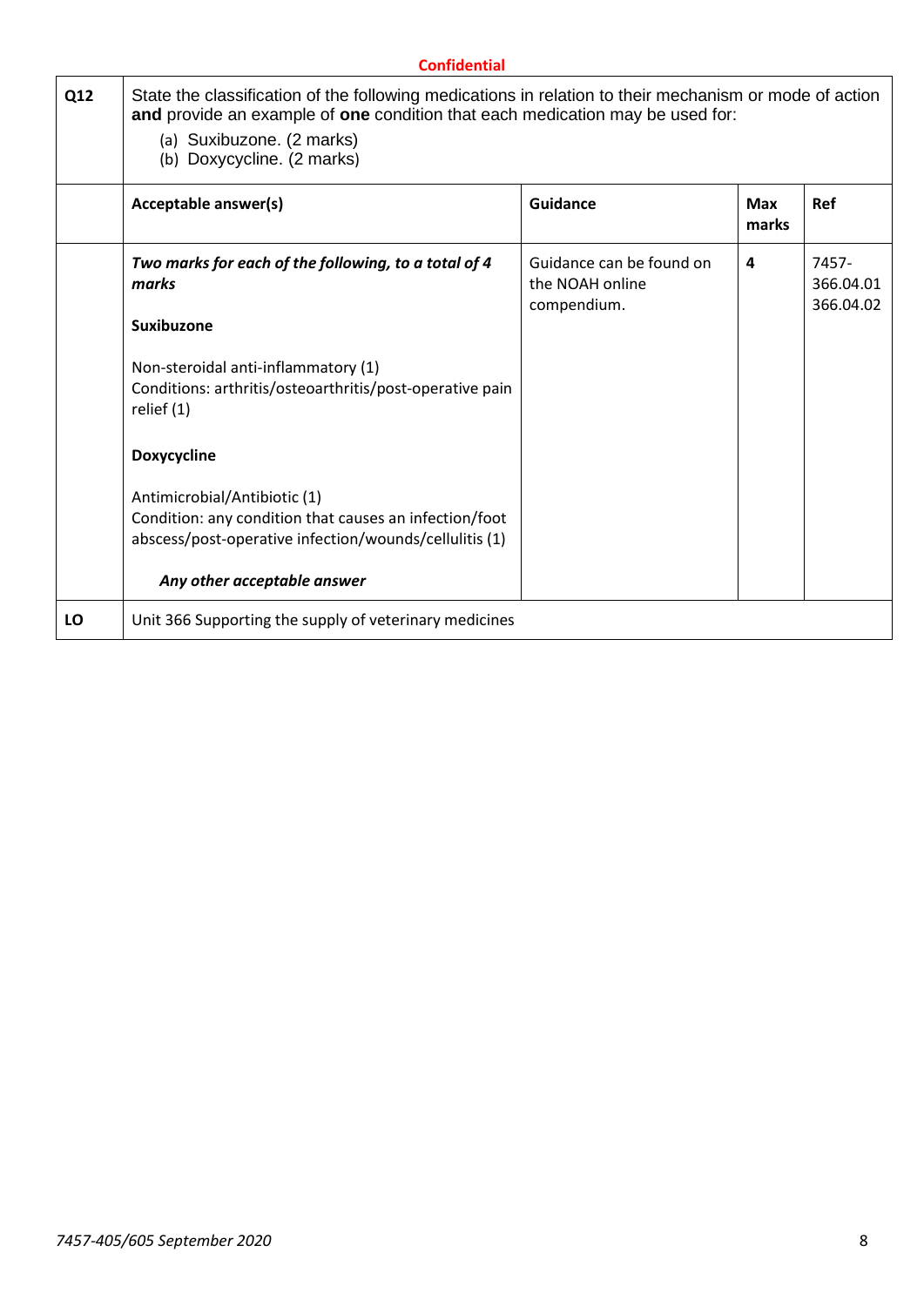**Confidential**

| Q12 | State the classification of the following medications in relation to their mechanism or mode of action **and** provide an example of **one** condition that each medication may be used for:<br>(a) Suxibuzone. (2 marks)<br>(b) Doxycycline. (2 marks) | | | |
|---|---|---|---|---|
| | **Acceptable answer(s)** | **Guidance** | **Max marks** | **Ref** |
| | ***Two marks for each of the following, to a total of 4 marks***<br><br>**Suxibuzone**<br><br>Non-steroidal anti-inflammatory (1)<br>Conditions: arthritis/osteoarthritis/post-operative pain relief (1)<br><br>**Doxycycline**<br><br>Antimicrobial/Antibiotic (1)<br>Condition: any condition that causes an infection/foot abscess/post-operative infection/wounds/cellulitis (1)<br><br>***Any other acceptable answer*** | Guidance can be found on the NOAH online compendium. | **4** | 7457-366.04.01<br>366.04.02 |
| **LO** | Unit 366 Supporting the supply of veterinary medicines | | | |

*7457-405/605 September 2020*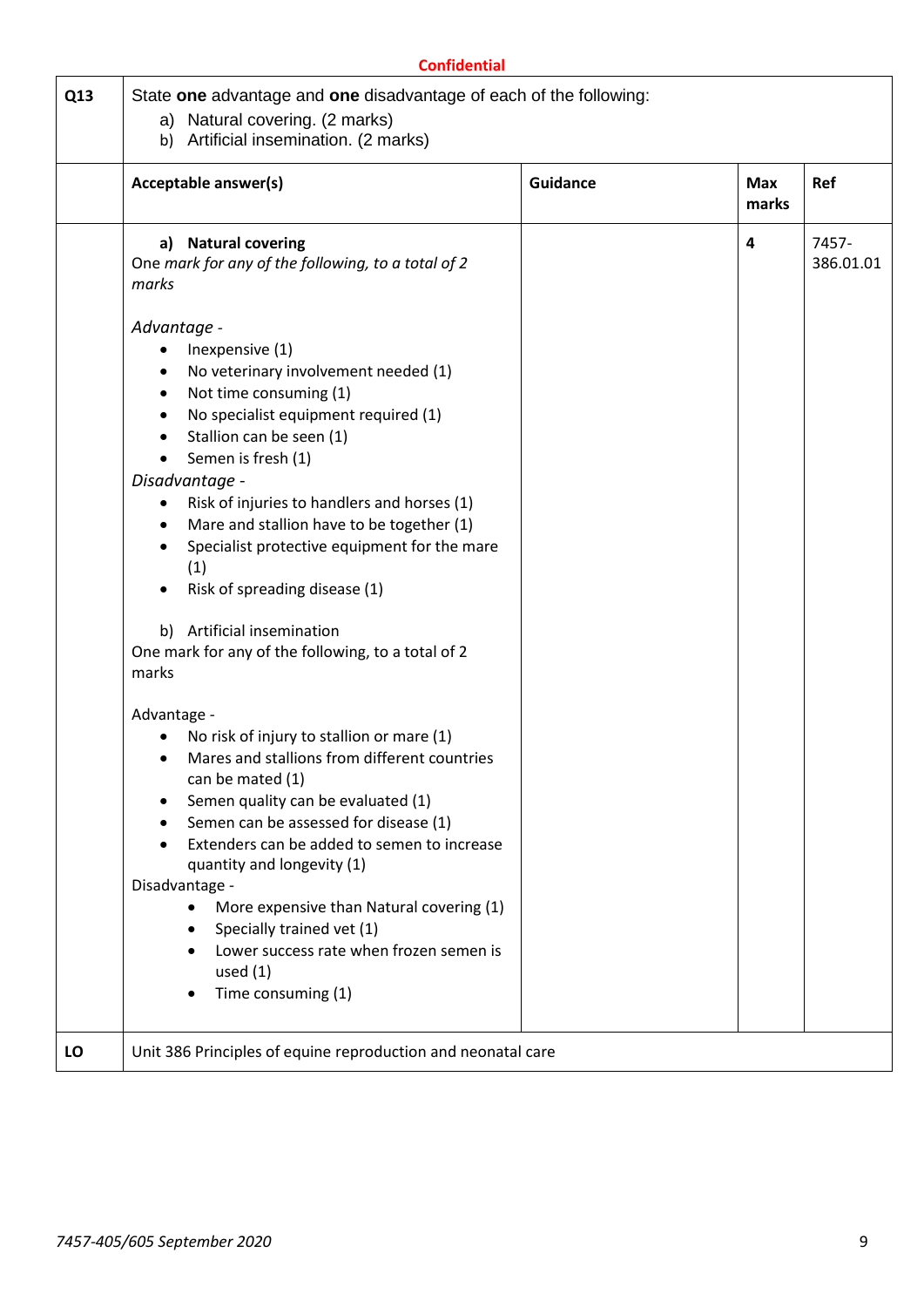**Confidential**

| Q13 | State **one** advantage and **one** disadvantage of each of the following:<br>a) Natural covering. (2 marks)<br>b) Artificial insemination. (2 marks) | | | |
|---|---|---|---|---|
| | **Acceptable answer(s)** | **Guidance** | **Max marks** | **Ref** |
| | **a) Natural covering**<br>One *mark for any of the following, to a total of 2 marks*<br><br>*Advantage -*<br>• Inexpensive (1)<br>• No veterinary involvement needed (1)<br>• Not time consuming (1)<br>• No specialist equipment required (1)<br>• Stallion can be seen (1)<br>• Semen is fresh (1)<br>*Disadvantage -*<br>• Risk of injuries to handlers and horses (1)<br>• Mare and stallion have to be together (1)<br>• Specialist protective equipment for the mare (1)<br>• Risk of spreading disease (1)<br><br>b) Artificial insemination<br>One mark for any of the following, to a total of 2 marks<br><br>Advantage -<br>• No risk of injury to stallion or mare (1)<br>• Mares and stallions from different countries can be mated (1)<br>• Semen quality can be evaluated (1)<br>• Semen can be assessed for disease (1)<br>• Extenders can be added to semen to increase quantity and longevity (1)<br>Disadvantage -<br>• More expensive than Natural covering (1)<br>• Specially trained vet (1)<br>• Lower success rate when frozen semen is used (1)<br>• Time consuming (1) | | **4** | 7457-386.01.01 |
| **LO** | Unit 386 Principles of equine reproduction and neonatal care | | | |

*7457-405/605 September 2020*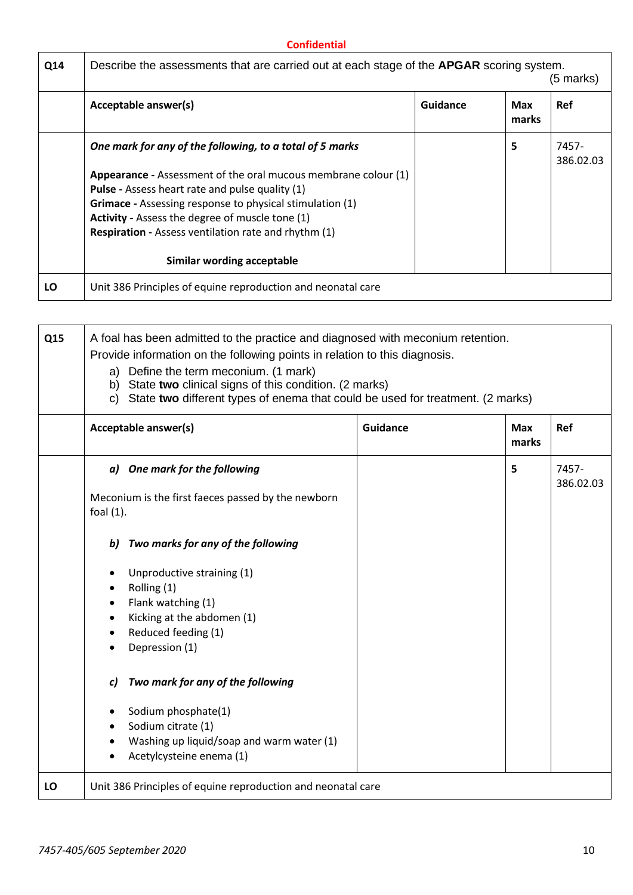**Confidential**

| Q14 | Describe the assessments that are carried out at each stage of the **APGAR** scoring system. (5 marks) | | | |
|---|---|---|---|---|
| | **Acceptable answer(s)** | **Guidance** | **Max marks** | **Ref** |
| | ***One mark for any of the following, to a total of 5 marks***<br><br>**Appearance -** Assessment of the oral mucous membrane colour (1)<br>**Pulse -** Assess heart rate and pulse quality (1)<br>**Grimace -** Assessing response to physical stimulation (1)<br>**Activity -** Assess the degree of muscle tone (1)<br>**Respiration -** Assess ventilation rate and rhythm (1)<br><br>**Similar wording acceptable** | | 5 | 7457-386.02.03 |
| **LO** | Unit 386 Principles of equine reproduction and neonatal care | | | |

| Q15 | A foal has been admitted to the practice and diagnosed with meconium retention.<br>Provide information on the following points in relation to this diagnosis.<br>a) Define the term meconium. (1 mark)<br>b) State **two** clinical signs of this condition. (2 marks)<br>c) State **two** different types of enema that could be used for treatment. (2 marks) | | | |
|---|---|---|---|---|
| | **Acceptable answer(s)** | **Guidance** | **Max marks** | **Ref** |
| | ***a) One mark for the following***<br><br>Meconium is the first faeces passed by the newborn foal (1).<br><br>***b) Two marks for any of the following***<br><br>• Unproductive straining (1)<br>• Rolling (1)<br>• Flank watching (1)<br>• Kicking at the abdomen (1)<br>• Reduced feeding (1)<br>• Depression (1)<br><br>***c) Two mark for any of the following***<br><br>• Sodium phosphate(1)<br>• Sodium citrate (1)<br>• Washing up liquid/soap and warm water (1)<br>• Acetylcysteine enema (1) | | 5 | 7457-386.02.03 |
| **LO** | Unit 386 Principles of equine reproduction and neonatal care | | | |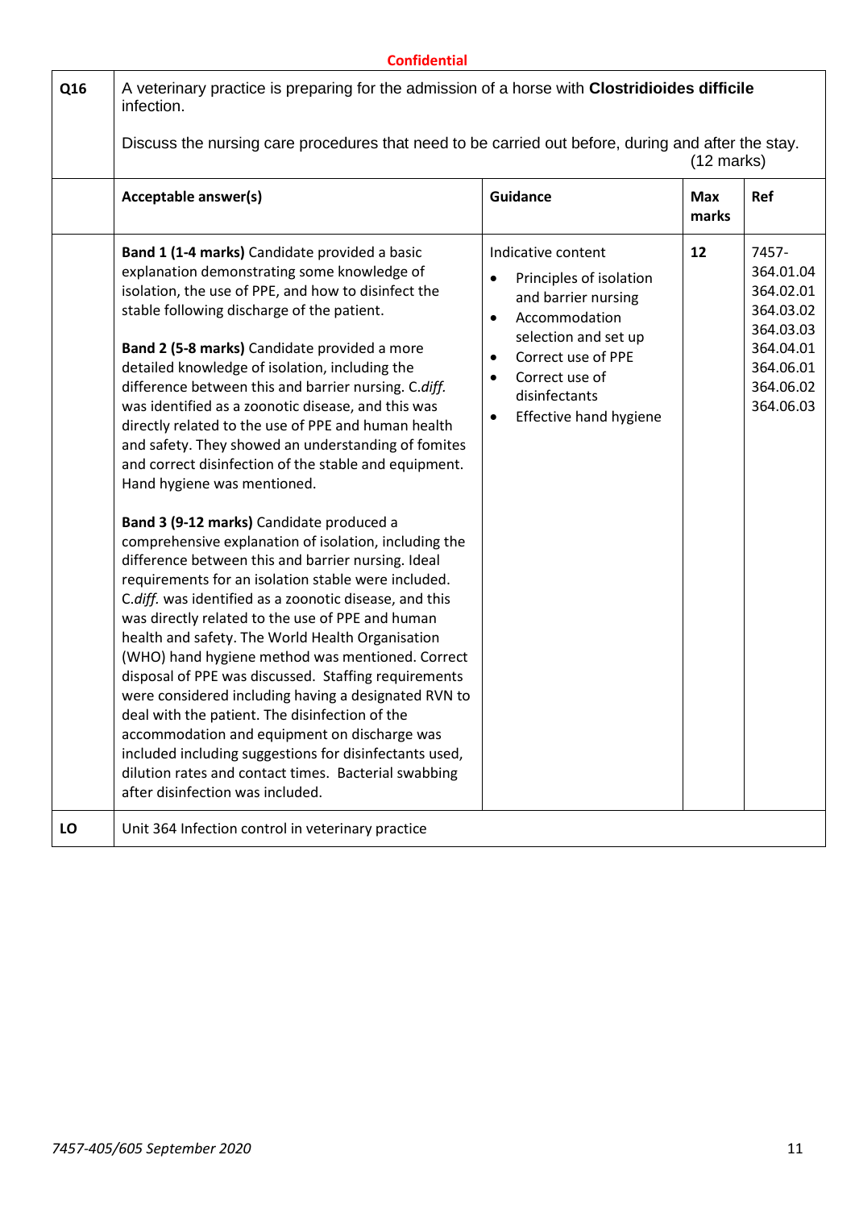Confidential

| Q16 | A veterinary practice is preparing for the admission of a horse with **Clostridioides difficile** infection.<br><br>Discuss the nursing care procedures that need to be carried out before, during and after the stay. (12 marks) | | | |
|---|---|---|---|---|
| | **Acceptable answer(s)** | **Guidance** | **Max marks** | **Ref** |
| | **Band 1 (1-4 marks)** Candidate provided a basic explanation demonstrating some knowledge of isolation, the use of PPE, and how to disinfect the stable following discharge of the patient.<br><br>**Band 2 (5-8 marks)** Candidate provided a more detailed knowledge of isolation, including the difference between this and barrier nursing. C.*diff.* was identified as a zoonotic disease, and this was directly related to the use of PPE and human health and safety. They showed an understanding of fomites and correct disinfection of the stable and equipment. Hand hygiene was mentioned.<br><br>**Band 3 (9-12 marks)** Candidate produced a comprehensive explanation of isolation, including the difference between this and barrier nursing. Ideal requirements for an isolation stable were included. C.*diff.* was identified as a zoonotic disease, and this was directly related to the use of PPE and human health and safety. The World Health Organisation (WHO) hand hygiene method was mentioned. Correct disposal of PPE was discussed. Staffing requirements were considered including having a designated RVN to deal with the patient. The disinfection of the accommodation and equipment on discharge was included including suggestions for disinfectants used, dilution rates and contact times. Bacterial swabbing after disinfection was included. | Indicative content<br>• Principles of isolation and barrier nursing<br>• Accommodation selection and set up<br>• Correct use of PPE<br>• Correct use of disinfectants<br>• Effective hand hygiene | 12 | 7457-364.01.04<br>364.02.01<br>364.03.02<br>364.03.03<br>364.04.01<br>364.06.01<br>364.06.02<br>364.06.03 |
| LO | Unit 364 Infection control in veterinary practice | | | |

7457-405/605 September 2020